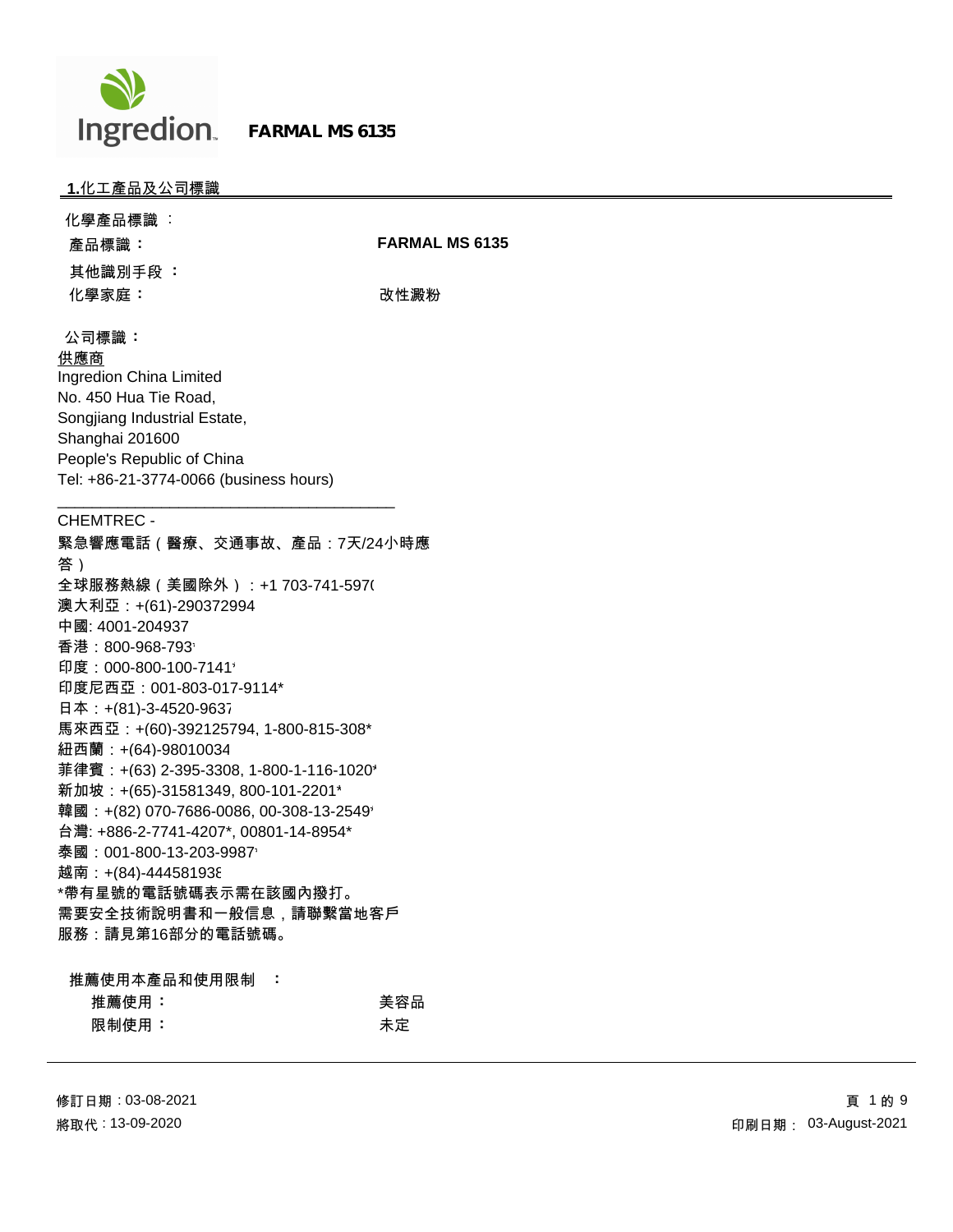**FARMAL MS 6135**

## 1.化工產品及公司標識

化學產品標識 ：

| | |
|---|---|
| **產品標識：** | **FARMAL MS 6135** |
| **其他識別手段 ：** | |
| **化學家庭：** | 改性澱粉 |

**公司標識：**

供應商
Ingredion China Limited
No. 450 Hua Tie Road,
Songjiang Industrial Estate,
Shanghai 201600
People's Republic of China
Tel: +86-21-3774-0066 (business hours)

CHEMTREC -
緊急響應電話（醫療、交通事故、產品：7天/24小時應答）
全球服務熱線（美國除外）：+1 703-741-597(
澳大利亞：+(61)-290372994
中國: 4001-204937
香港：800-968-793*
印度：000-800-100-7141*
印度尼西亞：001-803-017-9114*
日本：+(81)-3-4520-9637
馬來西亞：+(60)-392125794, 1-800-815-308*
紐西蘭：+(64)-98010034
菲律賓：+(63) 2-395-3308, 1-800-1-116-1020*
新加坡：+(65)-31581349, 800-101-2201*
韓國：+(82) 070-7686-0086, 00-308-13-2549*
台灣: +886-2-7741-4207*, 00801-14-8954*
泰國：001-800-13-203-9987*
越南：+(84)-44458193&
*帶有星號的電話號碼表示需在該國內撥打。
需要安全技術說明書和一般信息，請聯繫當地客戶服務：請見第16部分的電話號碼。

**推薦使用本產品和使用限制 ：**

| | |
|---|---|
| **推薦使用：** | 美容品 |
| **限制使用：** | 未定 |

修訂日期：03-08-2021
將取代：13-09-2020
印刷日期： 03-August-2021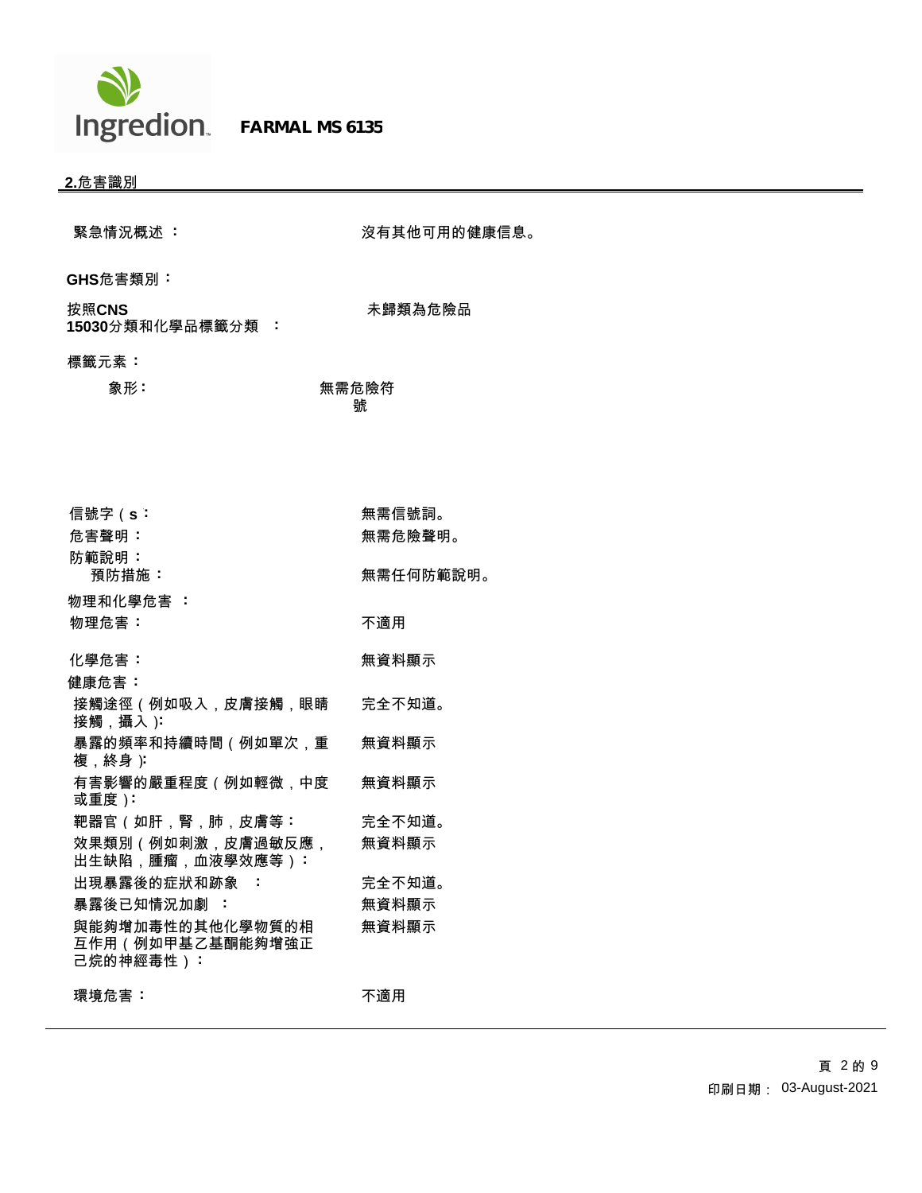## 2.危害識別

緊急情況概述 ： 沒有其他可用的健康信息。

**GHS危害類別：**

| | |
|---|---|
| 按照CNS 15030分類和化學品標籤分類 ： | 未歸類為危險品 |

**標籤元素：**

| | |
|---|---|
| 象形： | 無需危險符號 |
| 信號字（s： | 無需信號詞。 |
| 危害聲明： | 無需危險聲明。 |
| 防範說明： | |
| 預防措施： | 無需任何防範說明。 |
| 物理和化學危害 ： | |
| 物理危害： | 不適用 |
| 化學危害： | 無資料顯示 |
| 健康危害： | |
| 接觸途徑（例如吸入，皮膚接觸，眼睛接觸，攝入）: | 完全不知道。 |
| 暴露的頻率和持續時間（例如單次，重複，終身）: | 無資料顯示 |
| 有害影響的嚴重程度（例如輕微，中度或重度）: | 無資料顯示 |
| 靶器官（如肝，腎，肺，皮膚等： | 完全不知道。 |
| 效果類別（例如刺激，皮膚過敏反應，出生缺陷，腫瘤，血液學效應等）： | 無資料顯示 |
| 出現暴露後的症狀和跡象 ： | 完全不知道。 |
| 暴露後已知情況加劇 ： | 無資料顯示 |
| 與能夠增加毒性的其他化學物質的相互作用（例如甲基乙基酮能夠增強正己烷的神經毒性）： | 無資料顯示 |
| 環境危害： | 不適用 |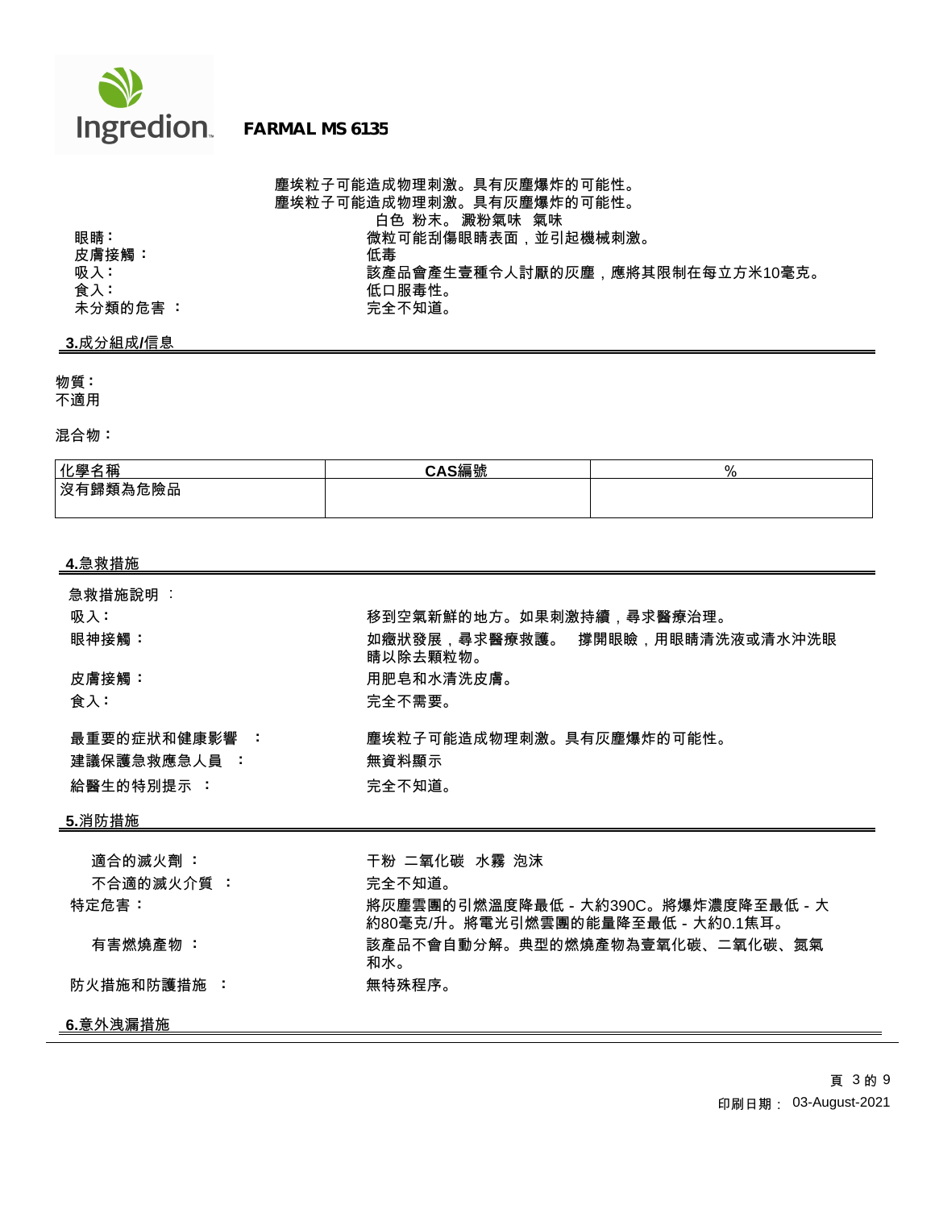塵埃粒子可能造成物理刺激。具有灰塵爆炸的可能性。
塵埃粒子可能造成物理刺激。具有灰塵爆炸的可能性。
白色 粉末。 澱粉氣味 氣味

| | |
|---|---|
| 眼睛： | 微粒可能刮傷眼睛表面，並引起機械刺激。 |
| 皮膚接觸： | 低毒 |
| 吸入： | 該產品會產生壹種令人討厭的灰塵，應將其限制在每立方米10毫克。 |
| 食入： | 低口服毒性。 |
| 未分類的危害 ： | 完全不知道。 |

## 3.成分組成/信息

**物質：**
不適用

**混合物：**

| 化學名稱 | CAS編號 | % |
|---|---|---|
| 沒有歸類為危險品 | | |

## 4.急救措施

急救措施說明 ：

| | |
|---|---|
| 吸入： | 移到空氣新鮮的地方。如果刺激持續，尋求醫療治理。 |
| 眼神接觸： | 如癥狀發展，尋求醫療救護。 撐開眼瞼，用眼睛清洗液或清水沖洗眼睛以除去顆粒物。 |
| 皮膚接觸： | 用肥皂和水清洗皮膚。 |
| 食入： | 完全不需要。 |
| 最重要的症狀和健康影響 ： | 塵埃粒子可能造成物理刺激。具有灰塵爆炸的可能性。 |
| 建議保護急救應急人員 ： | 無資料顯示 |
| 給醫生的特別提示 ： | 完全不知道。 |

## 5.消防措施

| | |
|---|---|
| 適合的滅火劑 ： | 干粉 二氧化碳 水霧 泡沫 |
| 不合適的滅火介質 ： | 完全不知道。 |
| 特定危害： | 將灰塵雲團的引燃溫度降最低 - 大約390C。將爆炸濃度降至最低 - 大約80毫克/升。將電光引燃雲團的能量降至最低 - 大約0.1焦耳。 |
| 有害燃燒產物 ： | 該產品不會自動分解。典型的燃燒產物為壹氧化碳、二氧化碳、氮氣和水。 |
| 防火措施和防護措施 ： | 無特殊程序。 |

## 6.意外洩漏措施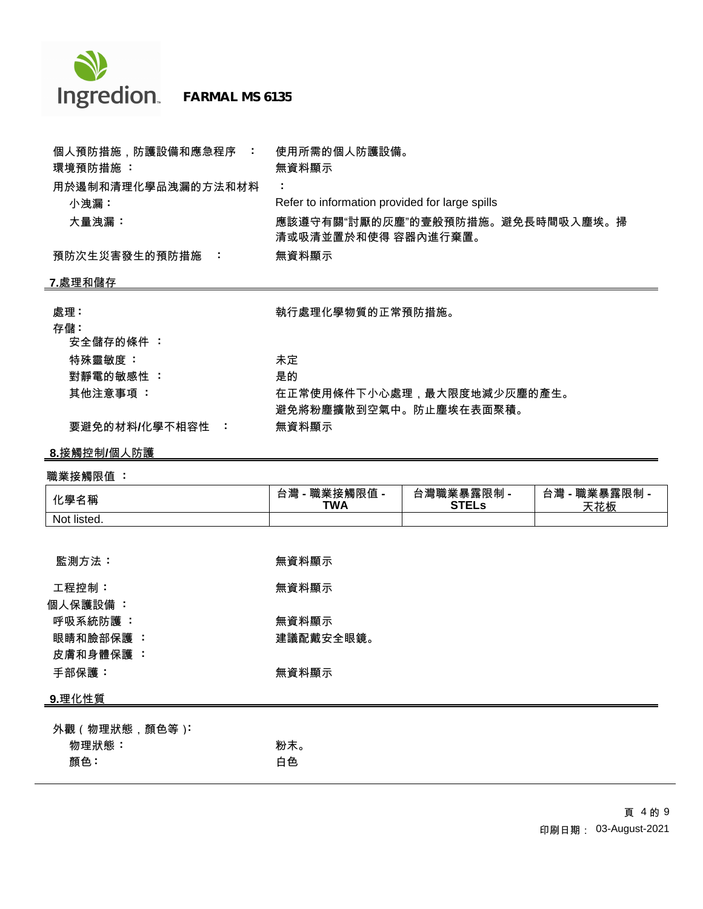個人預防措施，防護設備和應急程序　：　使用所需的個人防護設備。

環境預防措施 ：　無資料顯示

用於遏制和清理化學品洩漏的方法和材料　：

小洩漏：　Refer to information provided for large spills

大量洩漏：　應該遵守有關"討厭的灰塵"的壹般預防措施。避免長時間吸入塵埃。掃清或吸清並置於和使得 容器內進行棄置。

預防次生災害發生的預防措施　：　無資料顯示

## 7.處理和儲存

處理：　執行處理化學物質的正常預防措施。

存儲：

安全儲存的條件 ：

特殊靈敏度 ：　未定

對靜電的敏感性 ：　是的

其他注意事項 ：　在正常使用條件下小心處理，最大限度地減少灰塵的產生。
避免將粉塵擴散到空氣中。防止塵埃在表面聚積。

要避免的材料/化學不相容性　：　無資料顯示

## 8.接觸控制/個人防護

職業接觸限值 ：

| 化學名稱 | 台灣 - 職業接觸限值 - TWA | 台灣職業暴露限制 - STELs | 台灣 - 職業暴露限制 - 天花板 |
|---|---|---|---|
| Not listed. | | | |

監測方法：　無資料顯示

工程控制：　無資料顯示

個人保護設備 ：

呼吸系統防護 ：　無資料顯示

眼睛和臉部保護 ：　建議配戴安全眼鏡。

皮膚和身體保護 ：

手部保護：　無資料顯示

## 9.理化性質

外觀（物理狀態，顏色等）:

物理狀態：　粉末。

顏色：　白色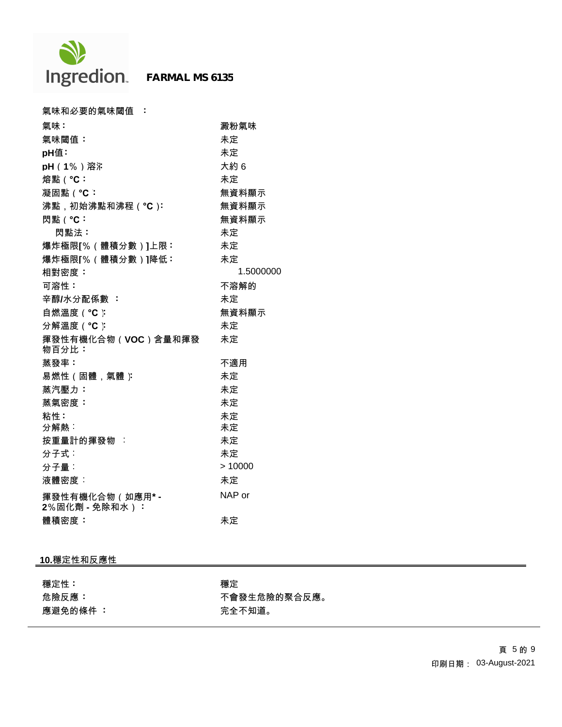氣味和必要的氣味閾值 ：

| | |
|---|---|
| 氣味： | 澱粉氣味 |
| 氣味閾值： | 未定 |
| pH值： | 未定 |
| pH（1%）溶液： | 大約 6 |
| 熔點（°C： | 未定 |
| 凝固點（°C： | 無資料顯示 |
| 沸點，初始沸點和沸程（°C）： | 無資料顯示 |
| 閃點（°C： | 無資料顯示 |
| 閃點法： | 未定 |
| 爆炸極限[%（體積分數）]上限： | 未定 |
| 爆炸極限[%（體積分數）]降低： | 未定 |
| 相對密度： | 1.5000000 |
| 可溶性： | 不溶解的 |
| 辛醇/水分配係數 ： | 未定 |
| 自燃溫度（°C）： | 無資料顯示 |
| 分解溫度（°C）： | 未定 |
| 揮發性有機化合物（VOC）含量和揮發物百分比： | 未定 |
| 蒸發率： | 不適用 |
| 易燃性（固體，氣體）： | 未定 |
| 蒸汽壓力： | 未定 |
| 蒸氣密度： | 未定 |
| 粘性： | 未定 |
| 分解熱： | 未定 |
| 按重量計的揮發物 ： | 未定 |
| 分子式： | 未定 |
| 分子量： | > 10000 |
| 液體密度： | 未定 |
| 揮發性有機化合物（如應用* - 2%固化劑 - 免除和水）： | NAP or |
| 體積密度： | 未定 |

## 10.穩定性和反應性

| | |
|---|---|
| 穩定性： | 穩定 |
| 危險反應： | 不會發生危險的聚合反應。 |
| 應避免的條件 ： | 完全不知道。 |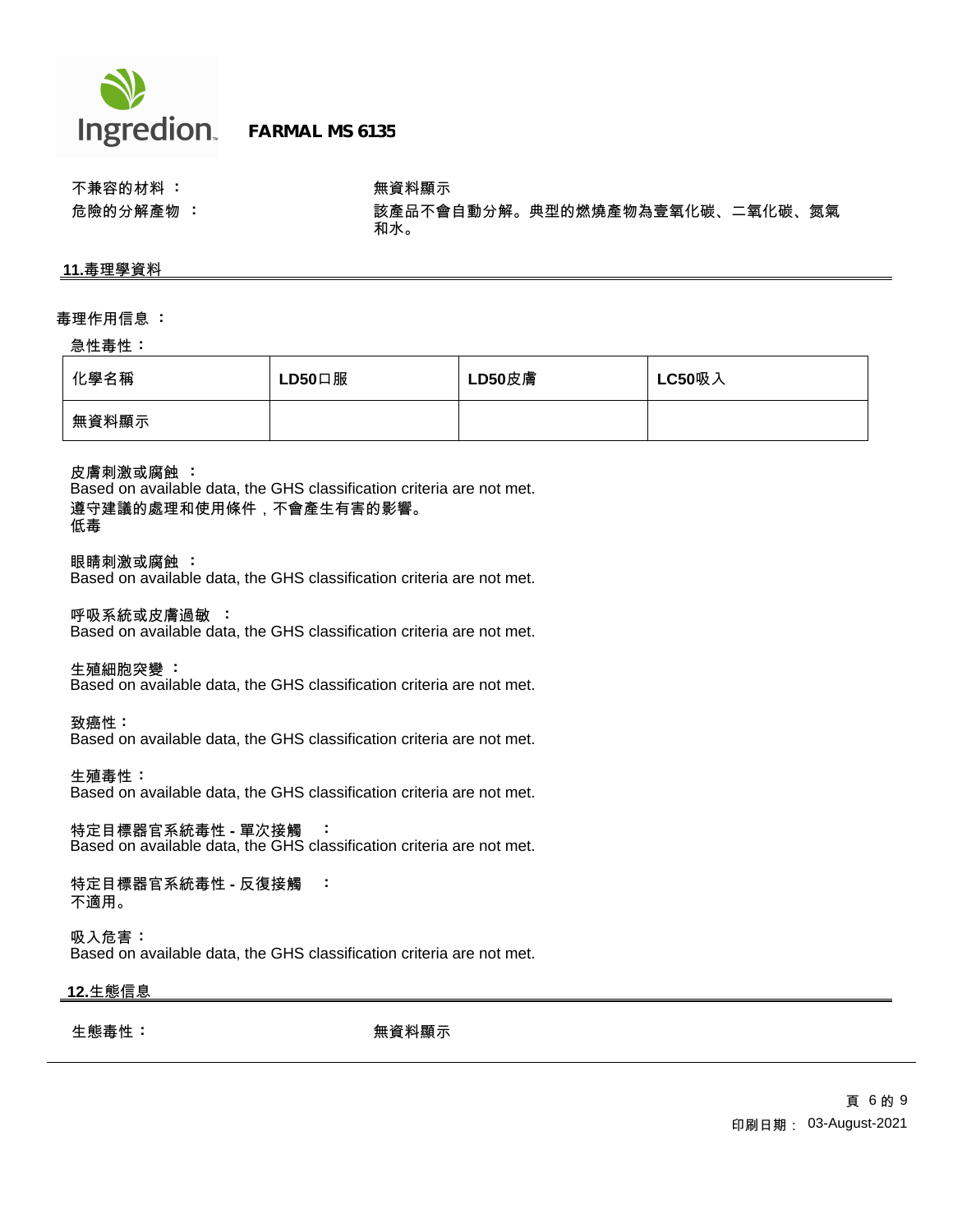不兼容的材料 ： 無資料顯示

危險的分解產物 ： 該產品不會自動分解。典型的燃燒產物為壹氧化碳、二氧化碳、氮氣和水。

## 11.毒理學資料

毒理作用信息 ：

急性毒性：

| 化學名稱 | LD50口服 | LD50皮膚 | LC50吸入 |
| --- | --- | --- | --- |
| 無資料顯示 | | | |

皮膚刺激或腐蝕 ：
Based on available data, the GHS classification criteria are not met.
遵守建議的處理和使用條件，不會產生有害的影響。
低毒

眼睛刺激或腐蝕 ：
Based on available data, the GHS classification criteria are not met.

呼吸系統或皮膚過敏 ：
Based on available data, the GHS classification criteria are not met.

生殖細胞突變 ：
Based on available data, the GHS classification criteria are not met.

致癌性：
Based on available data, the GHS classification criteria are not met.

生殖毒性：
Based on available data, the GHS classification criteria are not met.

特定目標器官系統毒性 - 單次接觸 ：
Based on available data, the GHS classification criteria are not met.

特定目標器官系統毒性 - 反復接觸 ：
不適用。

吸入危害：
Based on available data, the GHS classification criteria are not met.

## 12.生態信息

生態毒性： 無資料顯示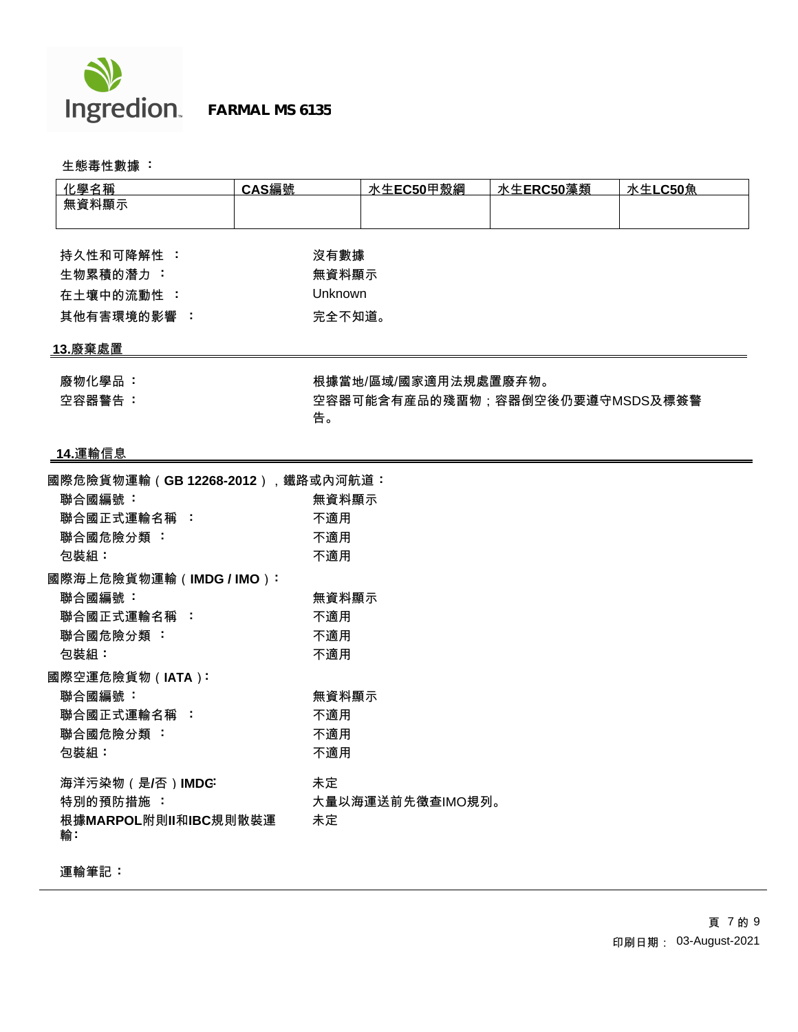生態毒性數據 ：

| 化學名稱 | CAS編號 | 水生EC50甲殼綱 | 水生ERC50藻類 | 水生LC50魚 |
|---|---|---|---|---|
| 無資料顯示 | | | | |

持久性和可降解性 ： 沒有數據

生物累積的潛力 ： 無資料顯示

在土壤中的流動性 ： Unknown

其他有害環境的影響 ： 完全不知道。

## 13.廢棄處置

廢物化學品 ： 根據當地/區域/國家適用法規處置廢弃物。

空容器警告 ： 空容器可能含有產品的殘留物；容器倒空後仍要遵守MSDS及標簽警告。

## 14.運輸信息

**國際危險貨物運輸（GB 12268-2012），鐵路或內河航道：**

聯合國編號 ： 無資料顯示

聯合國正式運輸名稱 ： 不適用

聯合國危險分類 ： 不適用

包裝組： 不適用

**國際海上危險貨物運輸（IMDG / IMO）：**

聯合國編號 ： 無資料顯示

聯合國正式運輸名稱 ： 不適用

聯合國危險分類 ： 不適用

包裝組： 不適用

**國際空運危險貨物（IATA）：**

聯合國編號 ： 無資料顯示

聯合國正式運輸名稱 ： 不適用

聯合國危險分類 ： 不適用

包裝組： 不適用

海洋污染物（是/否）IMDG: 未定

特別的預防措施 ： 大量以海運送前先徵查IMO規列。

根據MARPOL附則II和IBC規則散裝運輸： 未定

運輸筆記：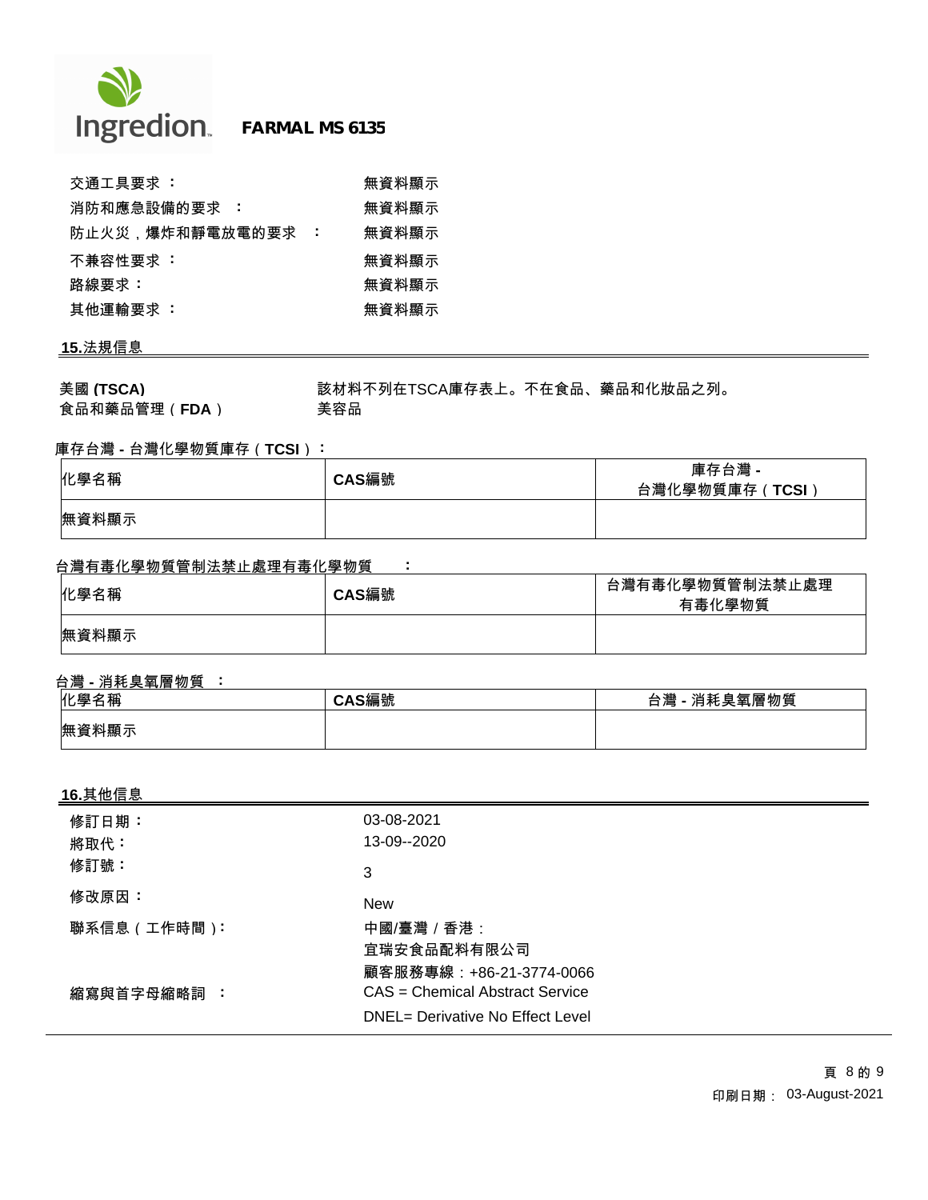| | |
|---|---|
| 交通工具要求 ： | 無資料顯示 |
| 消防和應急設備的要求 ： | 無資料顯示 |
| 防止火災，爆炸和靜電放電的要求 ： | 無資料顯示 |
| 不兼容性要求 ： | 無資料顯示 |
| 路線要求： | 無資料顯示 |
| 其他運輸要求 ： | 無資料顯示 |

## 15.法規信息

| | |
|---|---|
| **美國 (TSCA)** | 該材料不列在TSCA庫存表上。不在食品、藥品和化妝品之列。 |
| **食品和藥品管理（FDA）** | 美容品 |

**庫存台灣 - 台灣化學物質庫存（TCSI）：**

| 化學名稱 | CAS編號 | 庫存台灣 - 台灣化學物質庫存（TCSI） |
|---|---|---|
| 無資料顯示 | | |

**台灣有毒化學物質管制法禁止處理有毒化學物質 ：**

| 化學名稱 | CAS編號 | 台灣有毒化學物質管制法禁止處理有毒化學物質 |
|---|---|---|
| 無資料顯示 | | |

**台灣 - 消耗臭氧層物質 ：**

| 化學名稱 | CAS編號 | 台灣 - 消耗臭氧層物質 |
|---|---|---|
| 無資料顯示 | | |

## 16.其他信息

| | |
|---|---|
| 修訂日期： | 03-08-2021 |
| 將取代： | 13-09--2020 |
| 修訂號： | 3 |
| 修改原因： | New |
| 聯系信息（工作時間）: | 中國/臺灣 / 香港：<br>宜瑞安食品配料有限公司<br>顧客服務專線：+86-21-3774-0066 |
| 縮寫與首字母縮略詞 ： | CAS = Chemical Abstract Service<br>DNEL= Derivative No Effect Level |

印刷日期： 03-August-2021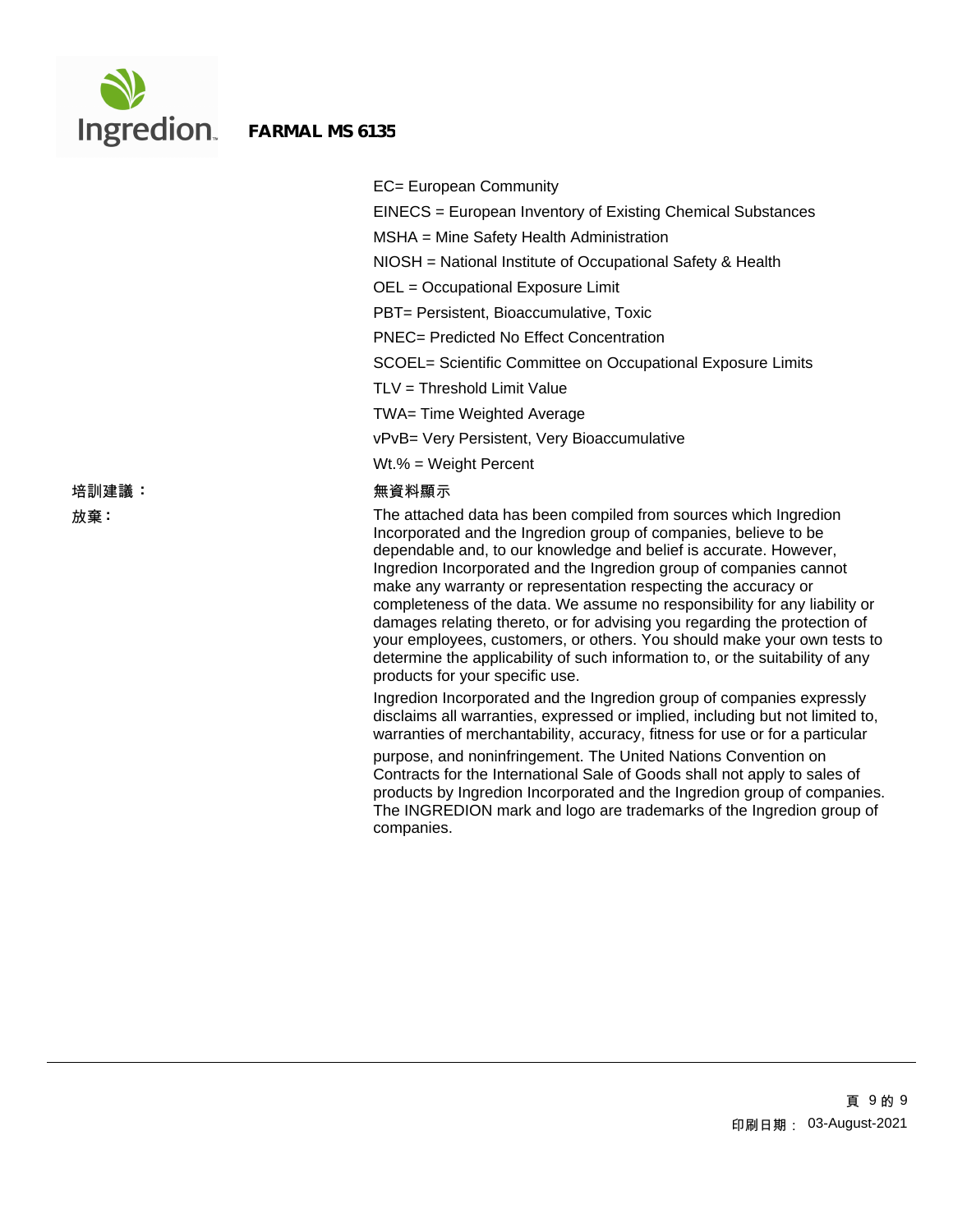EC= European Community

EINECS = European Inventory of Existing Chemical Substances

MSHA = Mine Safety Health Administration

NIOSH = National Institute of Occupational Safety & Health

OEL = Occupational Exposure Limit

PBT= Persistent, Bioaccumulative, Toxic

PNEC= Predicted No Effect Concentration

SCOEL= Scientific Committee on Occupational Exposure Limits

TLV = Threshold Limit Value

TWA= Time Weighted Average

vPvB= Very Persistent, Very Bioaccumulative

Wt.% = Weight Percent

**培訓建議：** 無資料顯示

**放棄：**

The attached data has been compiled from sources which Ingredion Incorporated and the Ingredion group of companies, believe to be dependable and, to our knowledge and belief is accurate. However, Ingredion Incorporated and the Ingredion group of companies cannot make any warranty or representation respecting the accuracy or completeness of the data. We assume no responsibility for any liability or damages relating thereto, or for advising you regarding the protection of your employees, customers, or others. You should make your own tests to determine the applicability of such information to, or the suitability of any products for your specific use.

Ingredion Incorporated and the Ingredion group of companies expressly disclaims all warranties, expressed or implied, including but not limited to, warranties of merchantability, accuracy, fitness for use or for a particular purpose, and noninfringement. The United Nations Convention on Contracts for the International Sale of Goods shall not apply to sales of products by Ingredion Incorporated and the Ingredion group of companies. The INGREDION mark and logo are trademarks of the Ingredion group of companies.